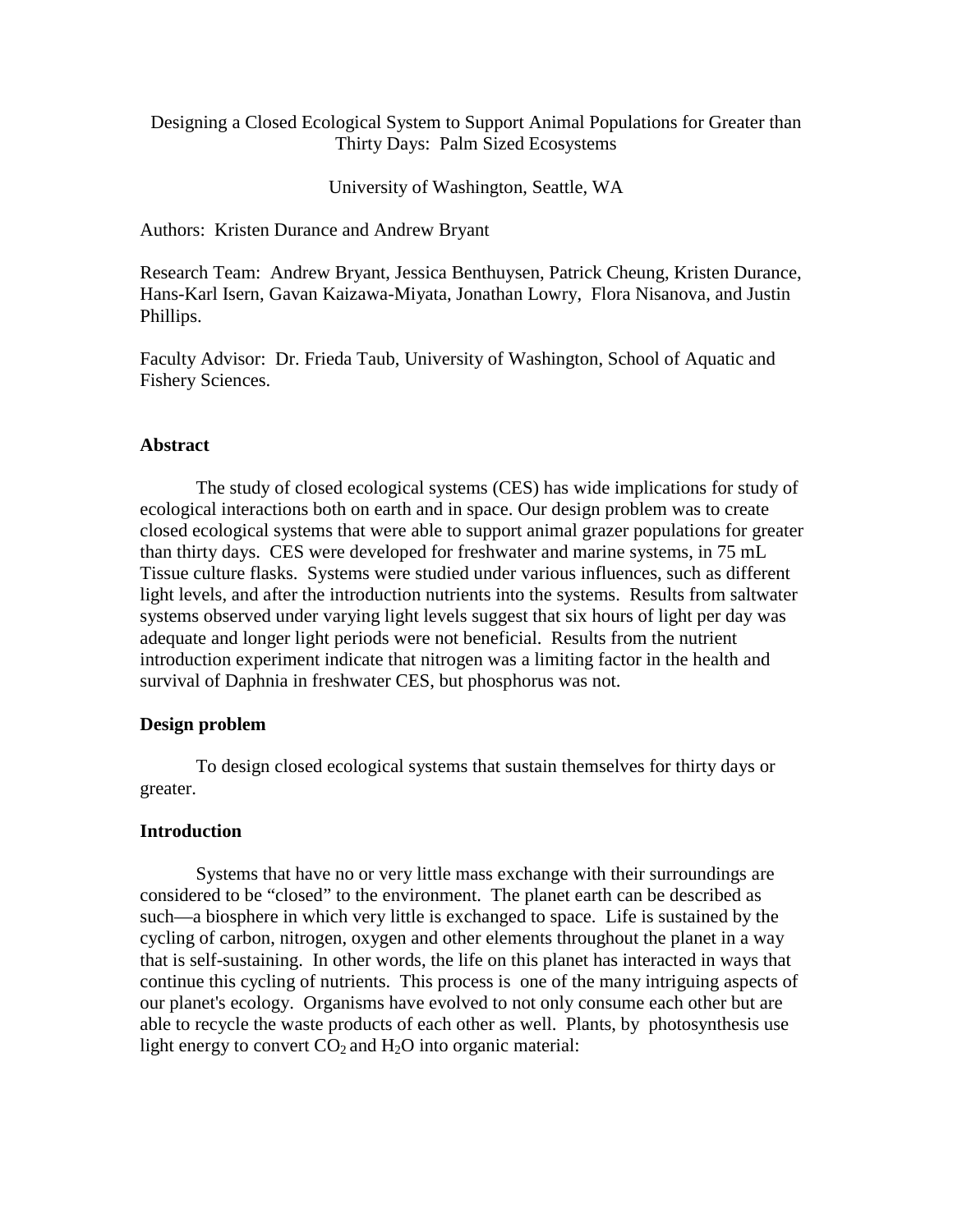# Designing a Closed Ecological System to Support Animal Populations for Greater than Thirty Days: Palm Sized Ecosystems

University of Washington, Seattle, WA

Authors: Kristen Durance and Andrew Bryant

Research Team: Andrew Bryant, Jessica Benthuysen, Patrick Cheung, Kristen Durance, Hans-Karl Isern, Gavan Kaizawa-Miyata, Jonathan Lowry, Flora Nisanova, and Justin Phillips.

Faculty Advisor: Dr. Frieda Taub, University of Washington, School of Aquatic and Fishery Sciences.

## Abstract

The study of closed ecological systems (CES) has wide implications for study of ecological interactions both on earth and in space. Our design problem was to create closed ecological systems that were able to support animal grazer populations for greater than thirty days. CES were developed for freshwater and marine systems, in 75 mL Tissue culture flasks. Systems were studied under various influences, such as different light levels, and after the introduction nutrients into the systems. Results from saltwater systems observed under varying light levels suggest that six hours of light per day was adequate and longer light periods were not beneficial. Results from the nutrient introduction experiment indicate that nitrogen was a limiting factor in the health and survival of Daphnia in freshwater CES, but phosphorus was not.

## Design problem

To design closed ecological systems that sustain themselves for thirty days or greater.

## Introduction

Systems that have no or very little mass exchange with their surroundings are considered to be "closed" to the environment. The planet earth can be described as such—a biosphere in which very little is exchanged to space. Life is sustained by the cycling of carbon, nitrogen, oxygen and other elements throughout the planet in a way that is self-sustaining. In other words, the life on this planet has interacted in ways that continue this cycling of nutrients. This process is one of the many intriguing aspects of our planet's ecology. Organisms have evolved to not only consume each other but are able to recycle the waste products of each other as well. Plants, by photosynthesis use light energy to convert $CO_2$ and $H_2O$ into organic material: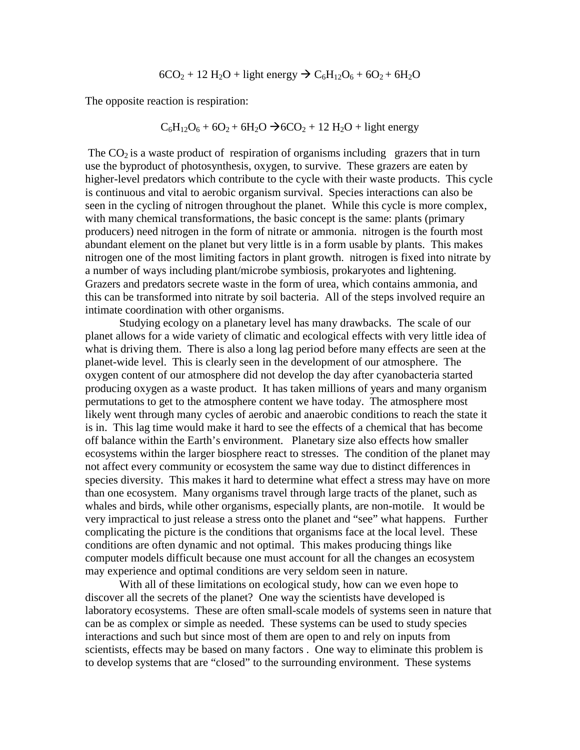$$6CO_2 + 12\ H_2O + \text{light energy} \rightarrow C_6H_{12}O_6 + 6O_2 + 6H_2O$$

The opposite reaction is respiration:

$$C_6H_{12}O_6 + 6O_2 + 6H_2O \rightarrow 6CO_2 + 12\ H_2O + \text{light energy}$$

The $CO_2$ is a waste product of respiration of organisms including grazers that in turn use the byproduct of photosynthesis, oxygen, to survive. These grazers are eaten by higher-level predators which contribute to the cycle with their waste products. This cycle is continuous and vital to aerobic organism survival. Species interactions can also be seen in the cycling of nitrogen throughout the planet. While this cycle is more complex, with many chemical transformations, the basic concept is the same: plants (primary producers) need nitrogen in the form of nitrate or ammonia. nitrogen is the fourth most abundant element on the planet but very little is in a form usable by plants. This makes nitrogen one of the most limiting factors in plant growth. nitrogen is fixed into nitrate by a number of ways including plant/microbe symbiosis, prokaryotes and lightening. Grazers and predators secrete waste in the form of urea, which contains ammonia, and this can be transformed into nitrate by soil bacteria. All of the steps involved require an intimate coordination with other organisms.

Studying ecology on a planetary level has many drawbacks. The scale of our planet allows for a wide variety of climatic and ecological effects with very little idea of what is driving them. There is also a long lag period before many effects are seen at the planet-wide level. This is clearly seen in the development of our atmosphere. The oxygen content of our atmosphere did not develop the day after cyanobacteria started producing oxygen as a waste product. It has taken millions of years and many organism permutations to get to the atmosphere content we have today. The atmosphere most likely went through many cycles of aerobic and anaerobic conditions to reach the state it is in. This lag time would make it hard to see the effects of a chemical that has become off balance within the Earth's environment. Planetary size also effects how smaller ecosystems within the larger biosphere react to stresses. The condition of the planet may not affect every community or ecosystem the same way due to distinct differences in species diversity. This makes it hard to determine what effect a stress may have on more than one ecosystem. Many organisms travel through large tracts of the planet, such as whales and birds, while other organisms, especially plants, are non-motile. It would be very impractical to just release a stress onto the planet and "see" what happens. Further complicating the picture is the conditions that organisms face at the local level. These conditions are often dynamic and not optimal. This makes producing things like computer models difficult because one must account for all the changes an ecosystem may experience and optimal conditions are very seldom seen in nature.

With all of these limitations on ecological study, how can we even hope to discover all the secrets of the planet? One way the scientists have developed is laboratory ecosystems. These are often small-scale models of systems seen in nature that can be as complex or simple as needed. These systems can be used to study species interactions and such but since most of them are open to and rely on inputs from scientists, effects may be based on many factors . One way to eliminate this problem is to develop systems that are "closed" to the surrounding environment. These systems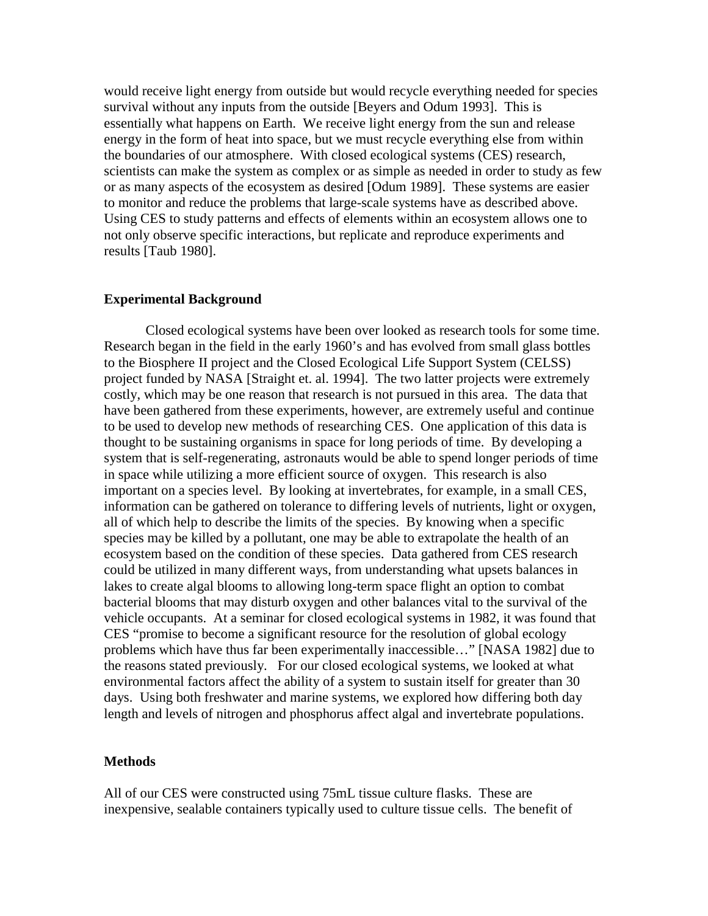would receive light energy from outside but would recycle everything needed for species survival without any inputs from the outside [Beyers and Odum 1993]. This is essentially what happens on Earth. We receive light energy from the sun and release energy in the form of heat into space, but we must recycle everything else from within the boundaries of our atmosphere. With closed ecological systems (CES) research, scientists can make the system as complex or as simple as needed in order to study as few or as many aspects of the ecosystem as desired [Odum 1989]. These systems are easier to monitor and reduce the problems that large-scale systems have as described above. Using CES to study patterns and effects of elements within an ecosystem allows one to not only observe specific interactions, but replicate and reproduce experiments and results [Taub 1980].

## Experimental Background

Closed ecological systems have been over looked as research tools for some time. Research began in the field in the early 1960's and has evolved from small glass bottles to the Biosphere II project and the Closed Ecological Life Support System (CELSS) project funded by NASA [Straight et. al. 1994]. The two latter projects were extremely costly, which may be one reason that research is not pursued in this area. The data that have been gathered from these experiments, however, are extremely useful and continue to be used to develop new methods of researching CES. One application of this data is thought to be sustaining organisms in space for long periods of time. By developing a system that is self-regenerating, astronauts would be able to spend longer periods of time in space while utilizing a more efficient source of oxygen. This research is also important on a species level. By looking at invertebrates, for example, in a small CES, information can be gathered on tolerance to differing levels of nutrients, light or oxygen, all of which help to describe the limits of the species. By knowing when a specific species may be killed by a pollutant, one may be able to extrapolate the health of an ecosystem based on the condition of these species. Data gathered from CES research could be utilized in many different ways, from understanding what upsets balances in lakes to create algal blooms to allowing long-term space flight an option to combat bacterial blooms that may disturb oxygen and other balances vital to the survival of the vehicle occupants. At a seminar for closed ecological systems in 1982, it was found that CES "promise to become a significant resource for the resolution of global ecology problems which have thus far been experimentally inaccessible…" [NASA 1982] due to the reasons stated previously. For our closed ecological systems, we looked at what environmental factors affect the ability of a system to sustain itself for greater than 30 days. Using both freshwater and marine systems, we explored how differing both day length and levels of nitrogen and phosphorus affect algal and invertebrate populations.

## Methods

All of our CES were constructed using 75mL tissue culture flasks. These are inexpensive, sealable containers typically used to culture tissue cells. The benefit of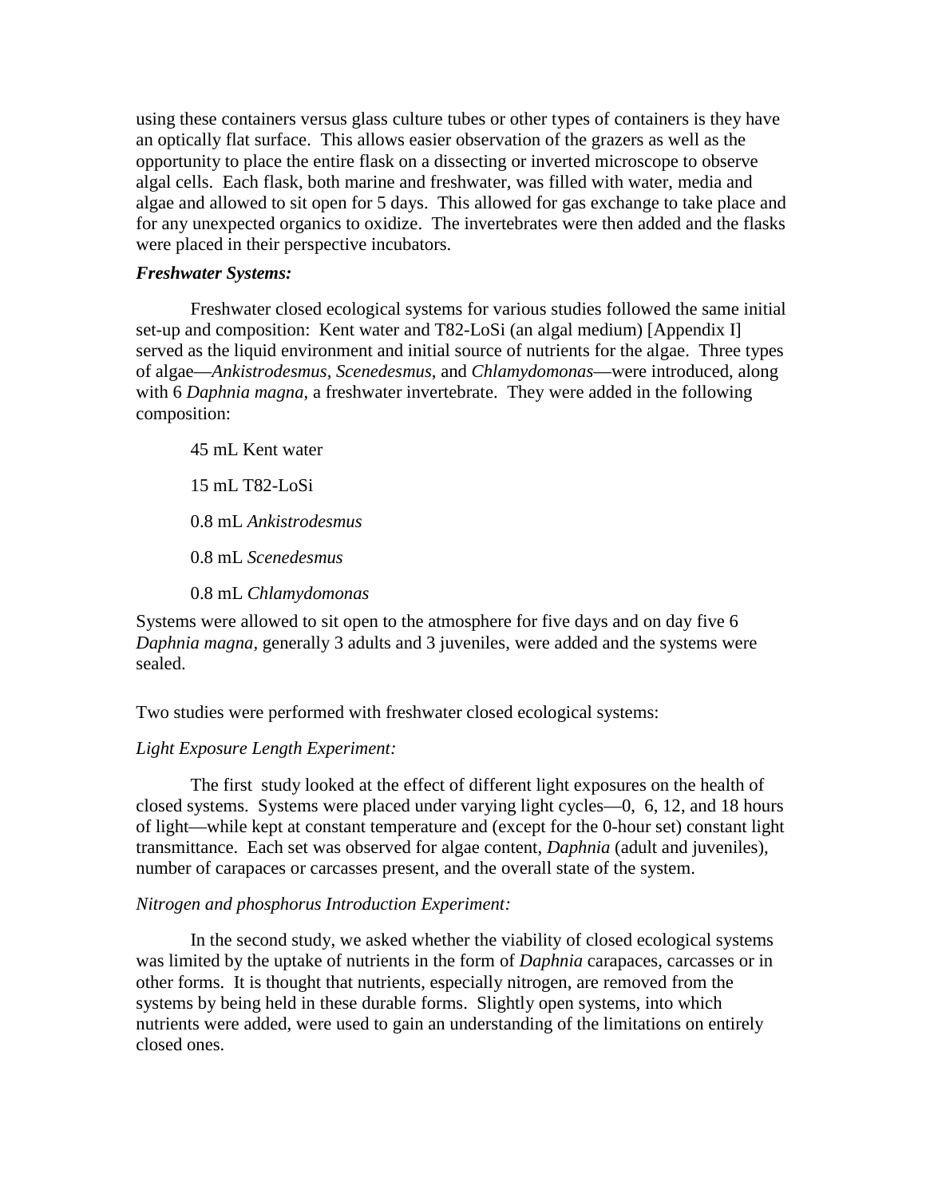using these containers versus glass culture tubes or other types of containers is they have an optically flat surface. This allows easier observation of the grazers as well as the opportunity to place the entire flask on a dissecting or inverted microscope to observe algal cells. Each flask, both marine and freshwater, was filled with water, media and algae and allowed to sit open for 5 days. This allowed for gas exchange to take place and for any unexpected organics to oxidize. The invertebrates were then added and the flasks were placed in their perspective incubators.

***Freshwater Systems:***

Freshwater closed ecological systems for various studies followed the same initial set-up and composition: Kent water and T82-LoSi (an algal medium) [Appendix I] served as the liquid environment and initial source of nutrients for the algae. Three types of algae—*Ankistrodesmus*, *Scenedesmus*, and *Chlamydomonas*—were introduced, along with 6 *Daphnia magna*, a freshwater invertebrate. They were added in the following composition:

45 mL Kent water

15 mL T82-LoSi

0.8 mL *Ankistrodesmus*

0.8 mL *Scenedesmus*

0.8 mL *Chlamydomonas*

Systems were allowed to sit open to the atmosphere for five days and on day five 6 *Daphnia magna*, generally 3 adults and 3 juveniles, were added and the systems were sealed.

Two studies were performed with freshwater closed ecological systems:

*Light Exposure Length Experiment:*

The first study looked at the effect of different light exposures on the health of closed systems. Systems were placed under varying light cycles—0, 6, 12, and 18 hours of light—while kept at constant temperature and (except for the 0-hour set) constant light transmittance. Each set was observed for algae content, *Daphnia* (adult and juveniles), number of carapaces or carcasses present, and the overall state of the system.

*Nitrogen and phosphorus Introduction Experiment:*

In the second study, we asked whether the viability of closed ecological systems was limited by the uptake of nutrients in the form of *Daphnia* carapaces, carcasses or in other forms. It is thought that nutrients, especially nitrogen, are removed from the systems by being held in these durable forms. Slightly open systems, into which nutrients were added, were used to gain an understanding of the limitations on entirely closed ones.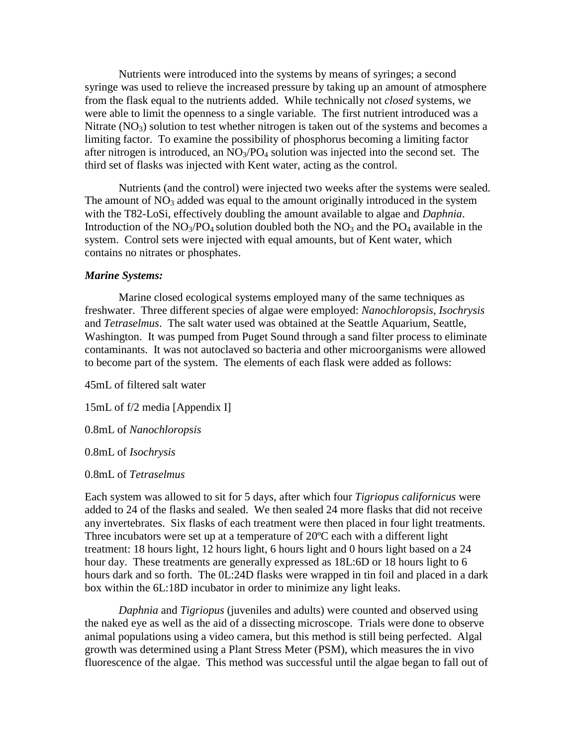Nutrients were introduced into the systems by means of syringes; a second syringe was used to relieve the increased pressure by taking up an amount of atmosphere from the flask equal to the nutrients added. While technically not *closed* systems, we were able to limit the openness to a single variable. The first nutrient introduced was a Nitrate ($NO_3$) solution to test whether nitrogen is taken out of the systems and becomes a limiting factor. To examine the possibility of phosphorus becoming a limiting factor after nitrogen is introduced, an $NO_3/PO_4$ solution was injected into the second set. The third set of flasks was injected with Kent water, acting as the control.

Nutrients (and the control) were injected two weeks after the systems were sealed. The amount of $NO_3$ added was equal to the amount originally introduced in the system with the T82-LoSi, effectively doubling the amount available to algae and *Daphnia*. Introduction of the $NO_3/PO_4$ solution doubled both the $NO_3$ and the $PO_4$ available in the system. Control sets were injected with equal amounts, but of Kent water, which contains no nitrates or phosphates.

***Marine Systems:***

Marine closed ecological systems employed many of the same techniques as freshwater. Three different species of algae were employed: *Nanochloropsis, Isochrysis* and *Tetraselmus*. The salt water used was obtained at the Seattle Aquarium, Seattle, Washington. It was pumped from Puget Sound through a sand filter process to eliminate contaminants. It was not autoclaved so bacteria and other microorganisms were allowed to become part of the system. The elements of each flask were added as follows:

45mL of filtered salt water

15mL of f/2 media [Appendix I]

0.8mL of *Nanochloropsis*

0.8mL of *Isochrysis*

0.8mL of *Tetraselmus*

Each system was allowed to sit for 5 days, after which four *Tigriopus californicus* were added to 24 of the flasks and sealed. We then sealed 24 more flasks that did not receive any invertebrates. Six flasks of each treatment were then placed in four light treatments. Three incubators were set up at a temperature of 20ºC each with a different light treatment: 18 hours light, 12 hours light, 6 hours light and 0 hours light based on a 24 hour day. These treatments are generally expressed as 18L:6D or 18 hours light to 6 hours dark and so forth. The 0L:24D flasks were wrapped in tin foil and placed in a dark box within the 6L:18D incubator in order to minimize any light leaks.

*Daphnia* and *Tigriopus* (juveniles and adults) were counted and observed using the naked eye as well as the aid of a dissecting microscope. Trials were done to observe animal populations using a video camera, but this method is still being perfected. Algal growth was determined using a Plant Stress Meter (PSM), which measures the in vivo fluorescence of the algae. This method was successful until the algae began to fall out of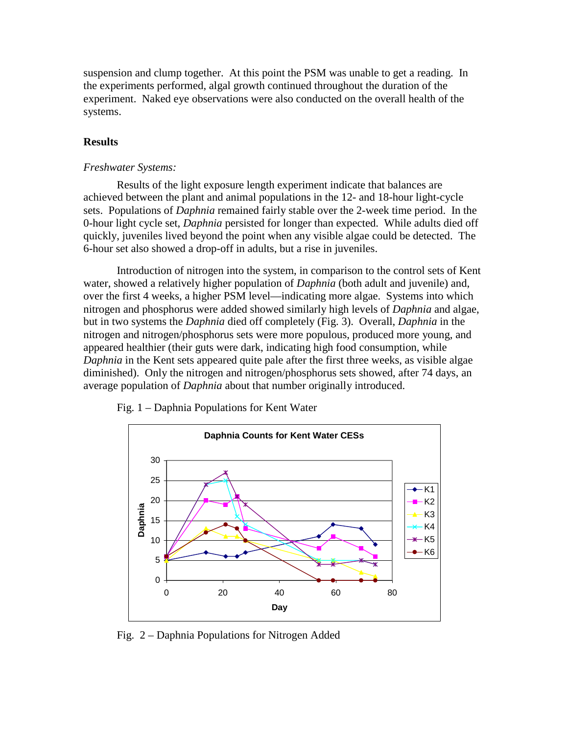suspension and clump together. At this point the PSM was unable to get a reading. In the experiments performed, algal growth continued throughout the duration of the experiment. Naked eye observations were also conducted on the overall health of the systems.

## Results

*Freshwater Systems:*

Results of the light exposure length experiment indicate that balances are achieved between the plant and animal populations in the 12- and 18-hour light-cycle sets. Populations of *Daphnia* remained fairly stable over the 2-week time period. In the 0-hour light cycle set, *Daphnia* persisted for longer than expected. While adults died off quickly, juveniles lived beyond the point when any visible algae could be detected. The 6-hour set also showed a drop-off in adults, but a rise in juveniles.

Introduction of nitrogen into the system, in comparison to the control sets of Kent water, showed a relatively higher population of *Daphnia* (both adult and juvenile) and, over the first 4 weeks, a higher PSM level—indicating more algae. Systems into which nitrogen and phosphorus were added showed similarly high levels of *Daphnia* and algae, but in two systems the *Daphnia* died off completely (Fig. 3). Overall, *Daphnia* in the nitrogen and nitrogen/phosphorus sets were more populous, produced more young, and appeared healthier (their guts were dark, indicating high food consumption, while *Daphnia* in the Kent sets appeared quite pale after the first three weeks, as visible algae diminished). Only the nitrogen and nitrogen/phosphorus sets showed, after 74 days, an average population of *Daphnia* about that number originally introduced.

Fig. 1 – Daphnia Populations for Kent Water

Fig. 2 – Daphnia Populations for Nitrogen Added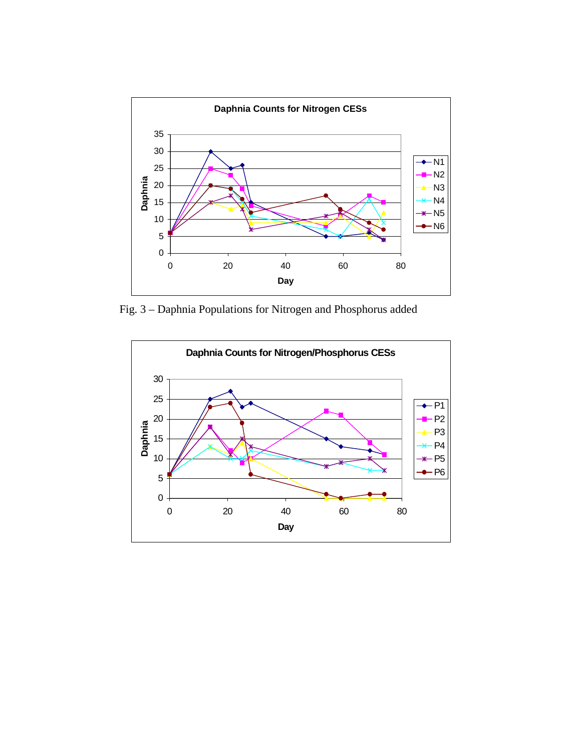Fig. 3 – Daphnia Populations for Nitrogen and Phosphorus added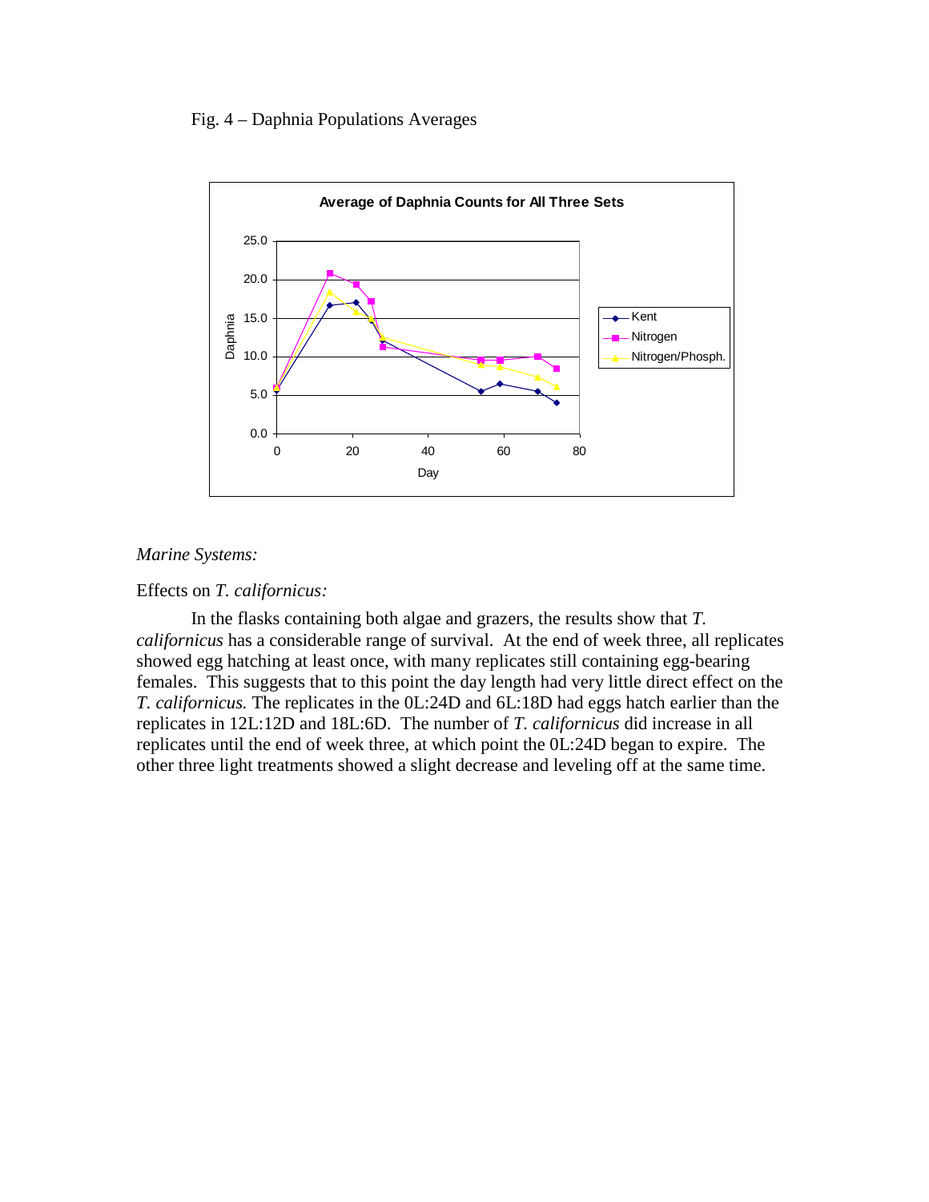Fig. 4 – Daphnia Populations Averages

*Marine Systems:*

Effects on *T. californicus:*

In the flasks containing both algae and grazers, the results show that *T. californicus* has a considerable range of survival. At the end of week three, all replicates showed egg hatching at least once, with many replicates still containing egg-bearing females. This suggests that to this point the day length had very little direct effect on the *T. californicus.* The replicates in the 0L:24D and 6L:18D had eggs hatch earlier than the replicates in 12L:12D and 18L:6D. The number of *T. californicus* did increase in all replicates until the end of week three, at which point the 0L:24D began to expire. The other three light treatments showed a slight decrease and leveling off at the same time.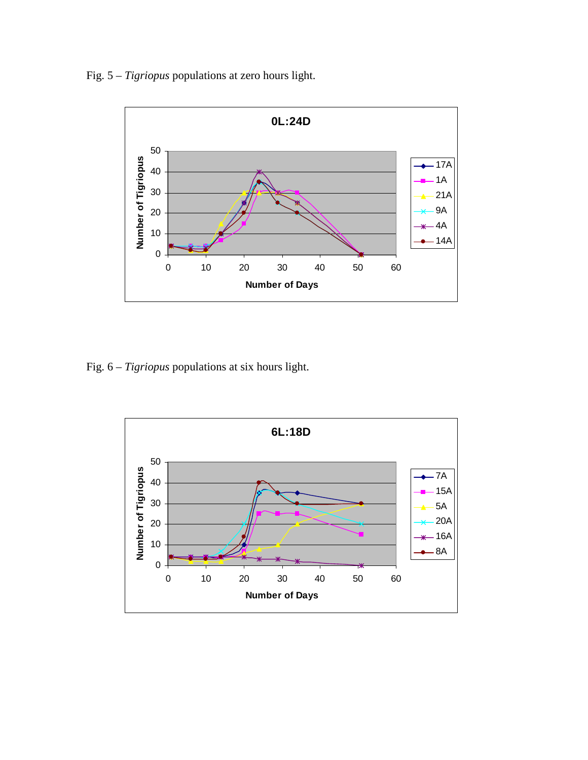Fig. 5 – *Tigriopus* populations at zero hours light.

Fig. 6 – *Tigriopus* populations at six hours light.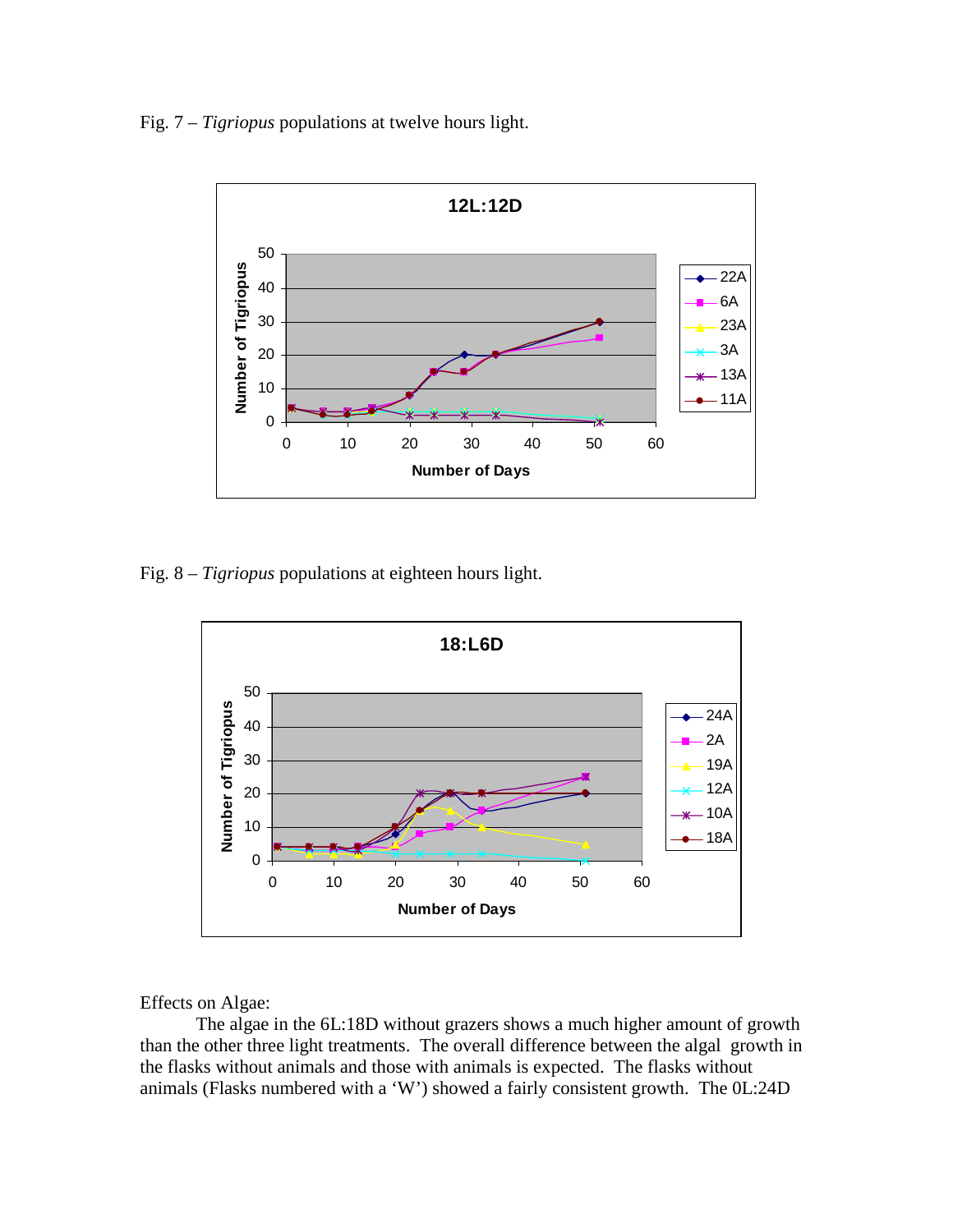Fig. 7 – *Tigriopus* populations at twelve hours light.

Fig. 8 – *Tigriopus* populations at eighteen hours light.

Effects on Algae:

The algae in the 6L:18D without grazers shows a much higher amount of growth than the other three light treatments. The overall difference between the algal growth in the flasks without animals and those with animals is expected. The flasks without animals (Flasks numbered with a 'W') showed a fairly consistent growth. The 0L:24D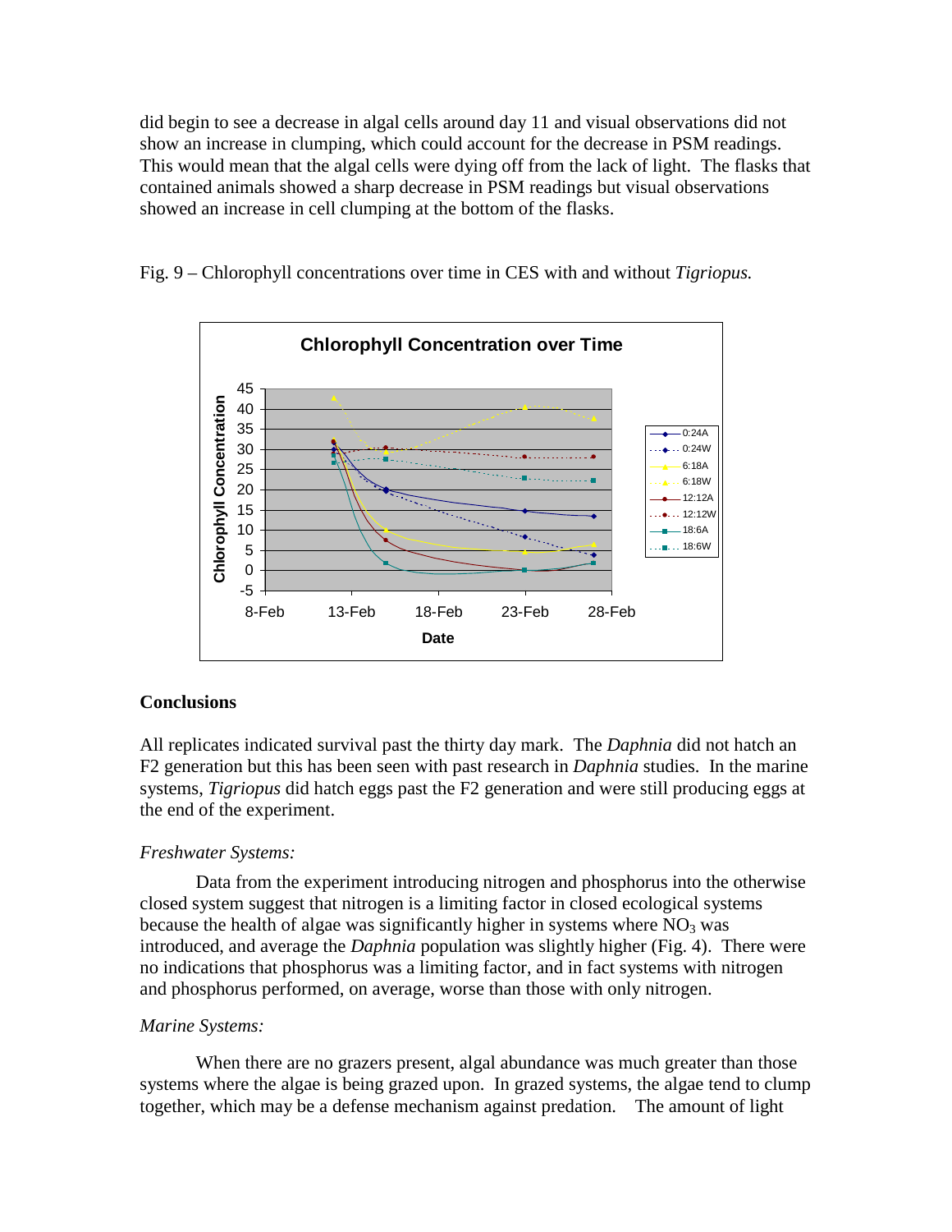did begin to see a decrease in algal cells around day 11 and visual observations did not show an increase in clumping, which could account for the decrease in PSM readings. This would mean that the algal cells were dying off from the lack of light. The flasks that contained animals showed a sharp decrease in PSM readings but visual observations showed an increase in cell clumping at the bottom of the flasks.

Fig. 9 – Chlorophyll concentrations over time in CES with and without *Tigriopus.*

## Conclusions

All replicates indicated survival past the thirty day mark. The *Daphnia* did not hatch an F2 generation but this has been seen with past research in *Daphnia* studies. In the marine systems, *Tigriopus* did hatch eggs past the F2 generation and were still producing eggs at the end of the experiment.

*Freshwater Systems:*

Data from the experiment introducing nitrogen and phosphorus into the otherwise closed system suggest that nitrogen is a limiting factor in closed ecological systems because the health of algae was significantly higher in systems where $NO_3$ was introduced, and average the *Daphnia* population was slightly higher (Fig. 4). There were no indications that phosphorus was a limiting factor, and in fact systems with nitrogen and phosphorus performed, on average, worse than those with only nitrogen.

*Marine Systems:*

When there are no grazers present, algal abundance was much greater than those systems where the algae is being grazed upon. In grazed systems, the algae tend to clump together, which may be a defense mechanism against predation. The amount of light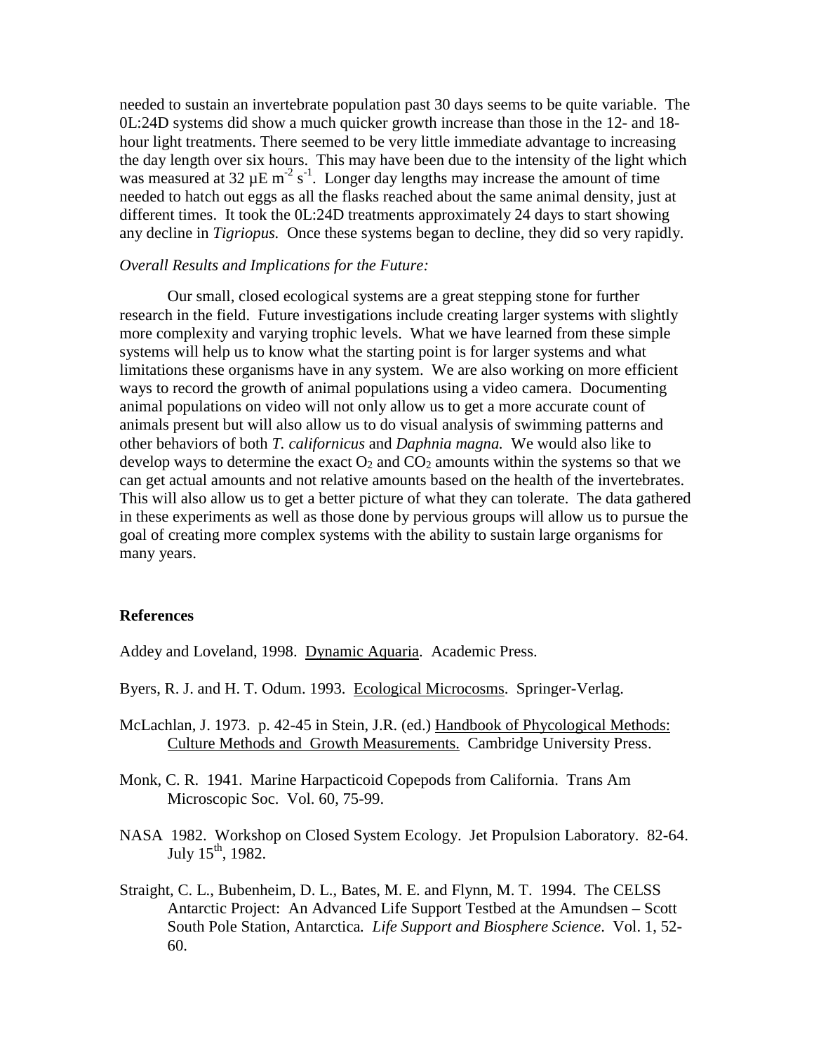needed to sustain an invertebrate population past 30 days seems to be quite variable. The 0L:24D systems did show a much quicker growth increase than those in the 12- and 18-hour light treatments. There seemed to be very little immediate advantage to increasing the day length over six hours. This may have been due to the intensity of the light which was measured at 32 µE $m^{-2}$ $s^{-1}$. Longer day lengths may increase the amount of time needed to hatch out eggs as all the flasks reached about the same animal density, just at different times. It took the 0L:24D treatments approximately 24 days to start showing any decline in *Tigriopus.* Once these systems began to decline, they did so very rapidly.

*Overall Results and Implications for the Future:*

Our small, closed ecological systems are a great stepping stone for further research in the field. Future investigations include creating larger systems with slightly more complexity and varying trophic levels. What we have learned from these simple systems will help us to know what the starting point is for larger systems and what limitations these organisms have in any system. We are also working on more efficient ways to record the growth of animal populations using a video camera. Documenting animal populations on video will not only allow us to get a more accurate count of animals present but will also allow us to do visual analysis of swimming patterns and other behaviors of both *T. californicus* and *Daphnia magna.* We would also like to develop ways to determine the exact $O_2$ and $CO_2$ amounts within the systems so that we can get actual amounts and not relative amounts based on the health of the invertebrates. This will also allow us to get a better picture of what they can tolerate. The data gathered in these experiments as well as those done by pervious groups will allow us to pursue the goal of creating more complex systems with the ability to sustain large organisms for many years.

**References**

Addey and Loveland, 1998. Dynamic Aquaria. Academic Press.

Byers, R. J. and H. T. Odum. 1993. Ecological Microcosms. Springer-Verlag.

McLachlan, J. 1973. p. 42-45 in Stein, J.R. (ed.) Handbook of Phycological Methods: Culture Methods and Growth Measurements. Cambridge University Press.

Monk, C. R. 1941. Marine Harpacticoid Copepods from California. Trans Am Microscopic Soc. Vol. 60, 75-99.

NASA 1982. Workshop on Closed System Ecology. Jet Propulsion Laboratory. 82-64. July 15th, 1982.

Straight, C. L., Bubenheim, D. L., Bates, M. E. and Flynn, M. T. 1994. The CELSS Antarctic Project: An Advanced Life Support Testbed at the Amundsen – Scott South Pole Station, Antarctica. *Life Support and Biosphere Science*. Vol. 1, 52-60.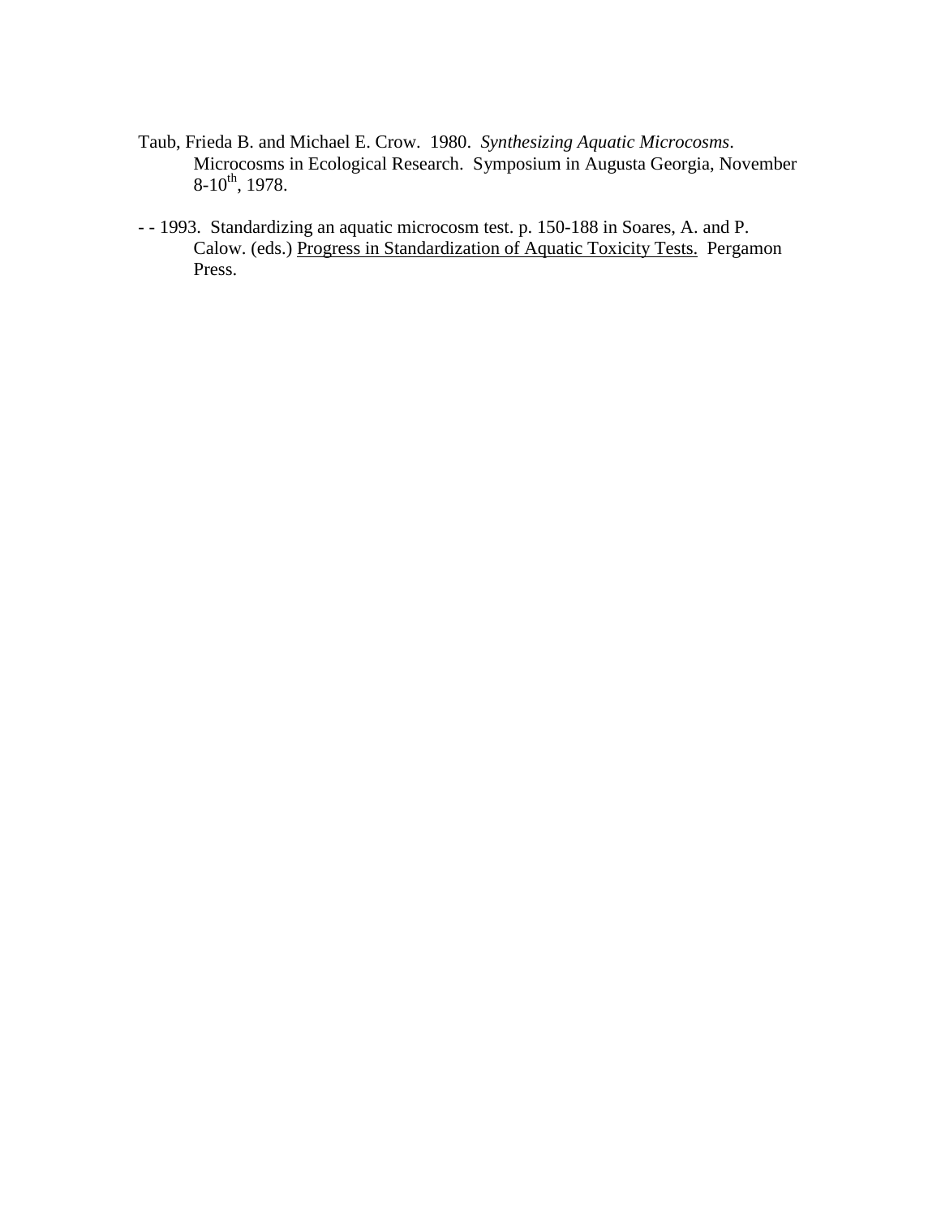Taub, Frieda B. and Michael E. Crow. 1980. *Synthesizing Aquatic Microcosms*. Microcosms in Ecological Research. Symposium in Augusta Georgia, November 8-10th, 1978.

- - 1993. Standardizing an aquatic microcosm test. p. 150-188 in Soares, A. and P. Calow. (eds.) Progress in Standardization of Aquatic Toxicity Tests. Pergamon Press.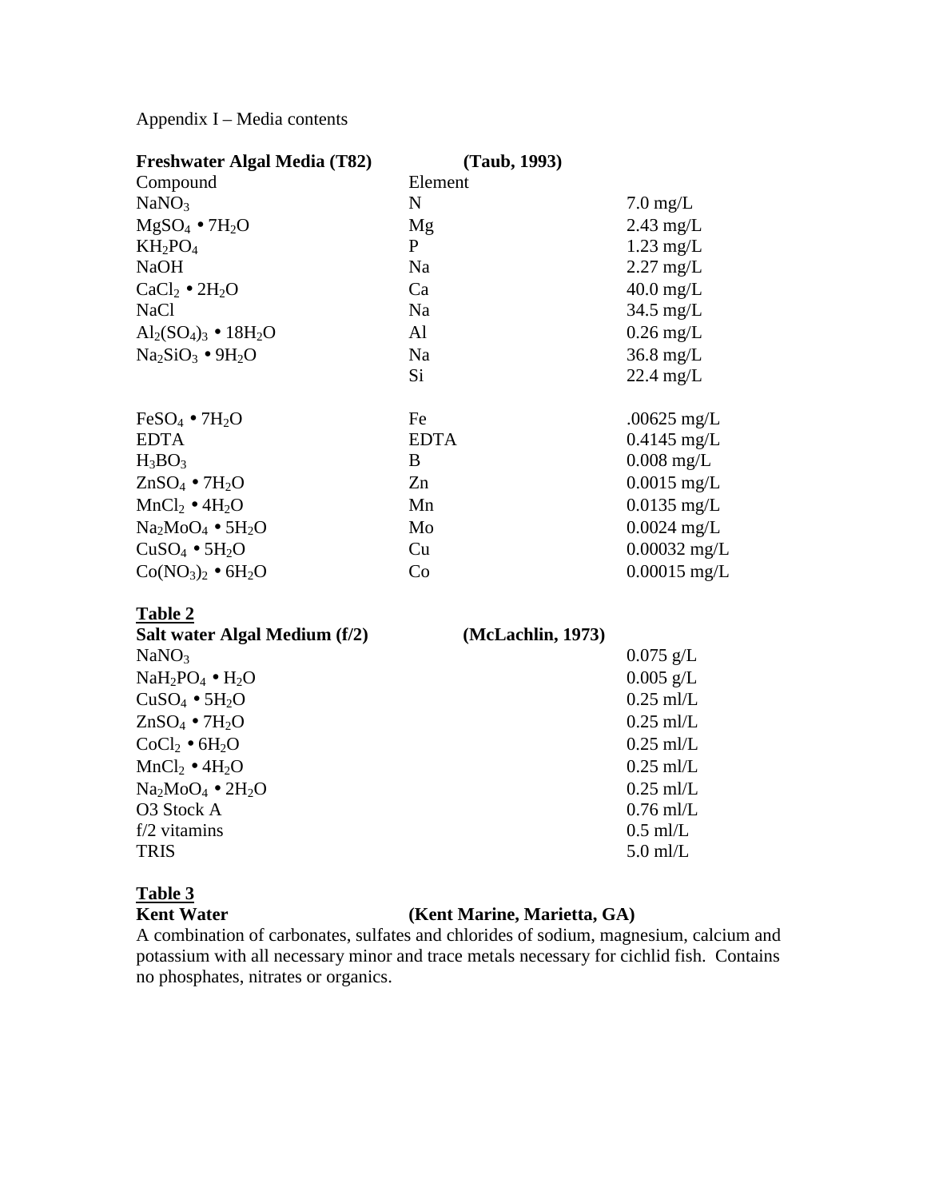Appendix I – Media contents

| Freshwater Algal Media (T82) | (Taub, 1993) | |
|---|---|---|
| Compound | Element | |
| $NaNO_3$ | N | 7.0 mg/L |
| $MgSO_4 \bullet 7H_2O$ | Mg | 2.43 mg/L |
| $KH_2PO_4$ | P | 1.23 mg/L |
| NaOH | Na | 2.27 mg/L |
| $CaCl_2 \bullet 2H_2O$ | Ca | 40.0 mg/L |
| NaCl | Na | 34.5 mg/L |
| $Al_2(SO_4)_3 \bullet 18H_2O$ | Al | 0.26 mg/L |
| $Na_2SiO_3 \bullet 9H_2O$ | Na | 36.8 mg/L |
| | Si | 22.4 mg/L |
| $FeSO_4 \bullet 7H_2O$ | Fe | .00625 mg/L |
| EDTA | EDTA | 0.4145 mg/L |
| $H_3BO_3$ | B | 0.008 mg/L |
| $ZnSO_4 \bullet 7H_2O$ | Zn | 0.0015 mg/L |
| $MnCl_2 \bullet 4H_2O$ | Mn | 0.0135 mg/L |
| $Na_2MoO_4 \bullet 5H_2O$ | Mo | 0.0024 mg/L |
| $CuSO_4 \bullet 5H_2O$ | Cu | 0.00032 mg/L |
| $Co(NO_3)_2 \bullet 6H_2O$ | Co | 0.00015 mg/L |

**Table 2**

| Salt water Algal Medium (f/2) | (McLachlin, 1973) | |
|---|---|---|
| $NaNO_3$ | | 0.075 g/L |
| $NaH_2PO_4 \bullet H_2O$ | | 0.005 g/L |
| $CuSO_4 \bullet 5H_2O$ | | 0.25 ml/L |
| $ZnSO_4 \bullet 7H_2O$ | | 0.25 ml/L |
| $CoCl_2 \bullet 6H_2O$ | | 0.25 ml/L |
| $MnCl_2 \bullet 4H_2O$ | | 0.25 ml/L |
| $Na_2MoO_4 \bullet 2H_2O$ | | 0.25 ml/L |
| O3 Stock A | | 0.76 ml/L |
| f/2 vitamins | | 0.5 ml/L |
| TRIS | | 5.0 ml/L |

**Table 3**

**Kent Water** **(Kent Marine, Marietta, GA)**

A combination of carbonates, sulfates and chlorides of sodium, magnesium, calcium and potassium with all necessary minor and trace metals necessary for cichlid fish. Contains no phosphates, nitrates or organics.